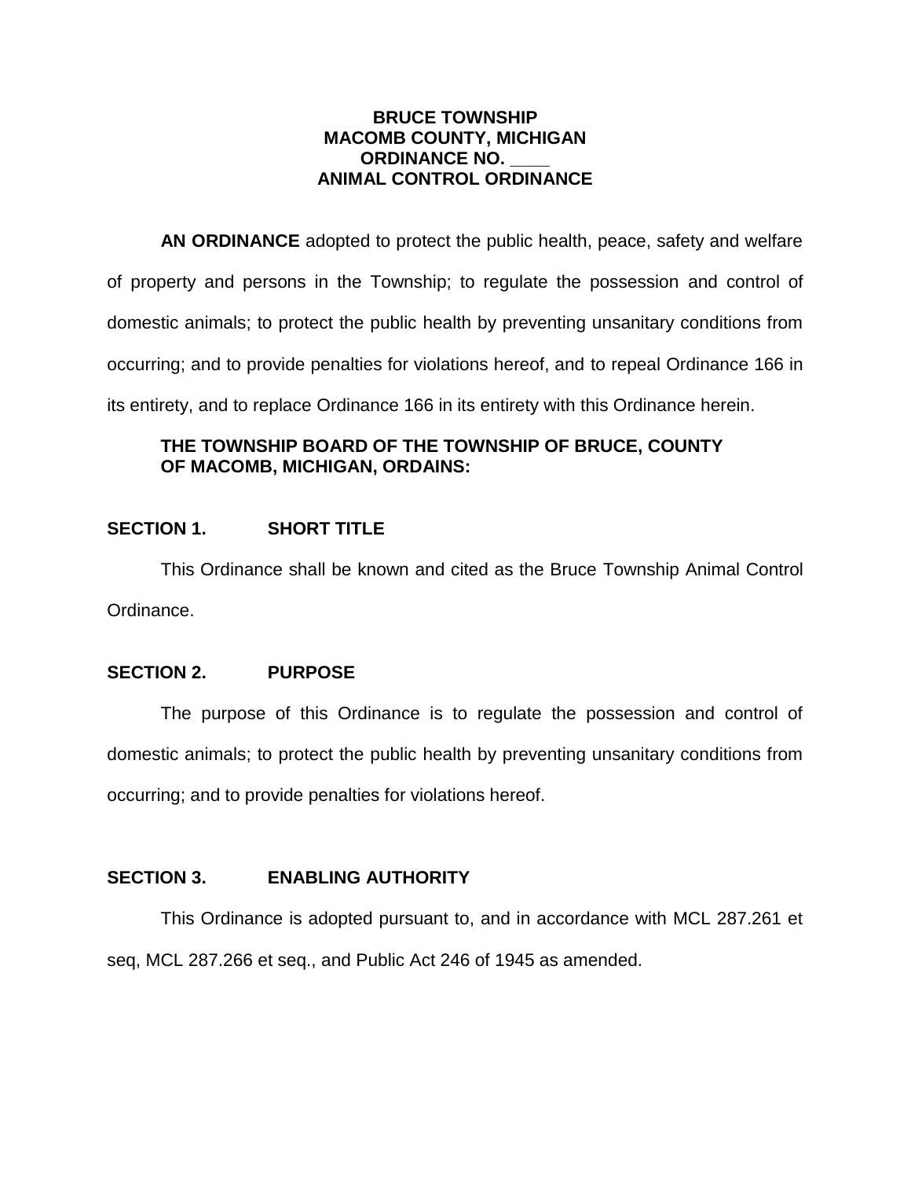# BRUCE TOWNSHIP
# MACOMB COUNTY, MICHIGAN
# ORDINANCE NO. ____
# ANIMAL CONTROL ORDINANCE

**AN ORDINANCE** adopted to protect the public health, peace, safety and welfare of property and persons in the Township; to regulate the possession and control of domestic animals; to protect the public health by preventing unsanitary conditions from occurring; and to provide penalties for violations hereof, and to repeal Ordinance 166 in its entirety, and to replace Ordinance 166 in its entirety with this Ordinance herein.

**THE TOWNSHIP BOARD OF THE TOWNSHIP OF BRUCE, COUNTY OF MACOMB, MICHIGAN, ORDAINS:**

## SECTION 1. SHORT TITLE

This Ordinance shall be known and cited as the Bruce Township Animal Control Ordinance.

## SECTION 2. PURPOSE

The purpose of this Ordinance is to regulate the possession and control of domestic animals; to protect the public health by preventing unsanitary conditions from occurring; and to provide penalties for violations hereof.

## SECTION 3. ENABLING AUTHORITY

This Ordinance is adopted pursuant to, and in accordance with MCL 287.261 et seq, MCL 287.266 et seq., and Public Act 246 of 1945 as amended.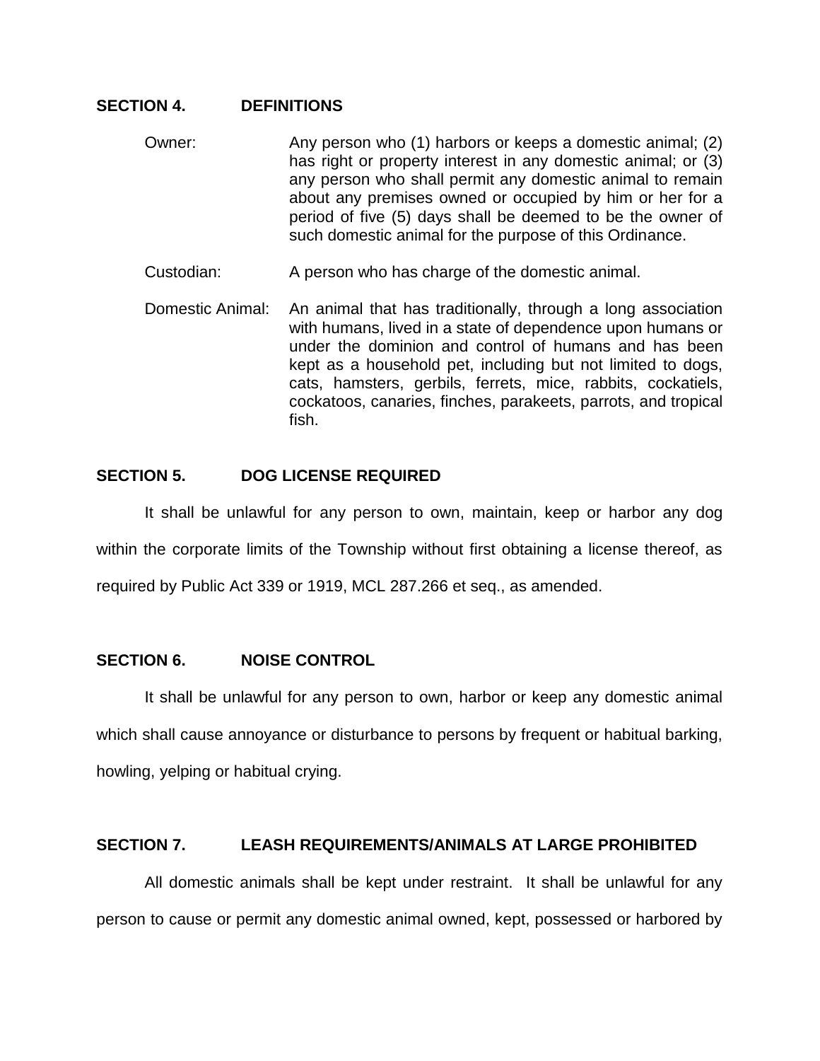## SECTION 4. DEFINITIONS

Owner: Any person who (1) harbors or keeps a domestic animal; (2) has right or property interest in any domestic animal; or (3) any person who shall permit any domestic animal to remain about any premises owned or occupied by him or her for a period of five (5) days shall be deemed to be the owner of such domestic animal for the purpose of this Ordinance.

Custodian: A person who has charge of the domestic animal.

Domestic Animal: An animal that has traditionally, through a long association with humans, lived in a state of dependence upon humans or under the dominion and control of humans and has been kept as a household pet, including but not limited to dogs, cats, hamsters, gerbils, ferrets, mice, rabbits, cockatiels, cockatoos, canaries, finches, parakeets, parrots, and tropical fish.

## SECTION 5. DOG LICENSE REQUIRED

It shall be unlawful for any person to own, maintain, keep or harbor any dog within the corporate limits of the Township without first obtaining a license thereof, as required by Public Act 339 or 1919, MCL 287.266 et seq., as amended.

## SECTION 6. NOISE CONTROL

It shall be unlawful for any person to own, harbor or keep any domestic animal which shall cause annoyance or disturbance to persons by frequent or habitual barking, howling, yelping or habitual crying.

## SECTION 7. LEASH REQUIREMENTS/ANIMALS AT LARGE PROHIBITED

All domestic animals shall be kept under restraint. It shall be unlawful for any person to cause or permit any domestic animal owned, kept, possessed or harbored by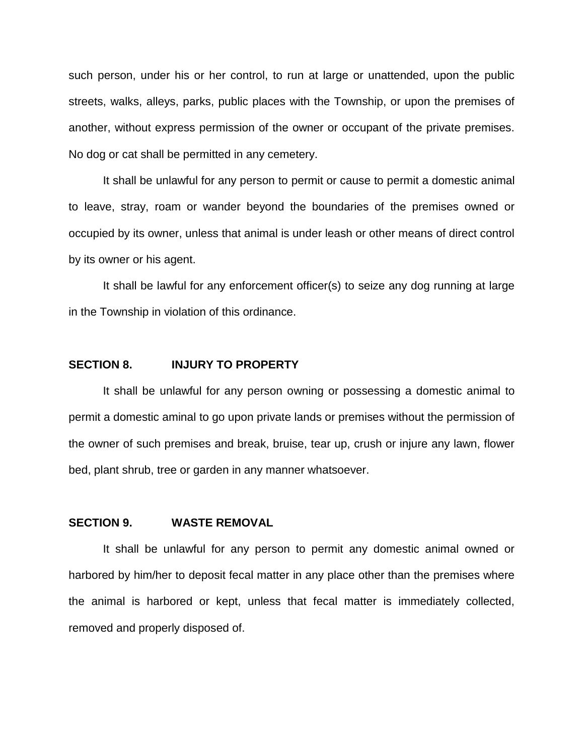such person, under his or her control, to run at large or unattended, upon the public streets, walks, alleys, parks, public places with the Township, or upon the premises of another, without express permission of the owner or occupant of the private premises. No dog or cat shall be permitted in any cemetery.

It shall be unlawful for any person to permit or cause to permit a domestic animal to leave, stray, roam or wander beyond the boundaries of the premises owned or occupied by its owner, unless that animal is under leash or other means of direct control by its owner or his agent.

It shall be lawful for any enforcement officer(s) to seize any dog running at large in the Township in violation of this ordinance.

## SECTION 8. INJURY TO PROPERTY

It shall be unlawful for any person owning or possessing a domestic animal to permit a domestic aminal to go upon private lands or premises without the permission of the owner of such premises and break, bruise, tear up, crush or injure any lawn, flower bed, plant shrub, tree or garden in any manner whatsoever.

## SECTION 9. WASTE REMOVAL

It shall be unlawful for any person to permit any domestic animal owned or harbored by him/her to deposit fecal matter in any place other than the premises where the animal is harbored or kept, unless that fecal matter is immediately collected, removed and properly disposed of.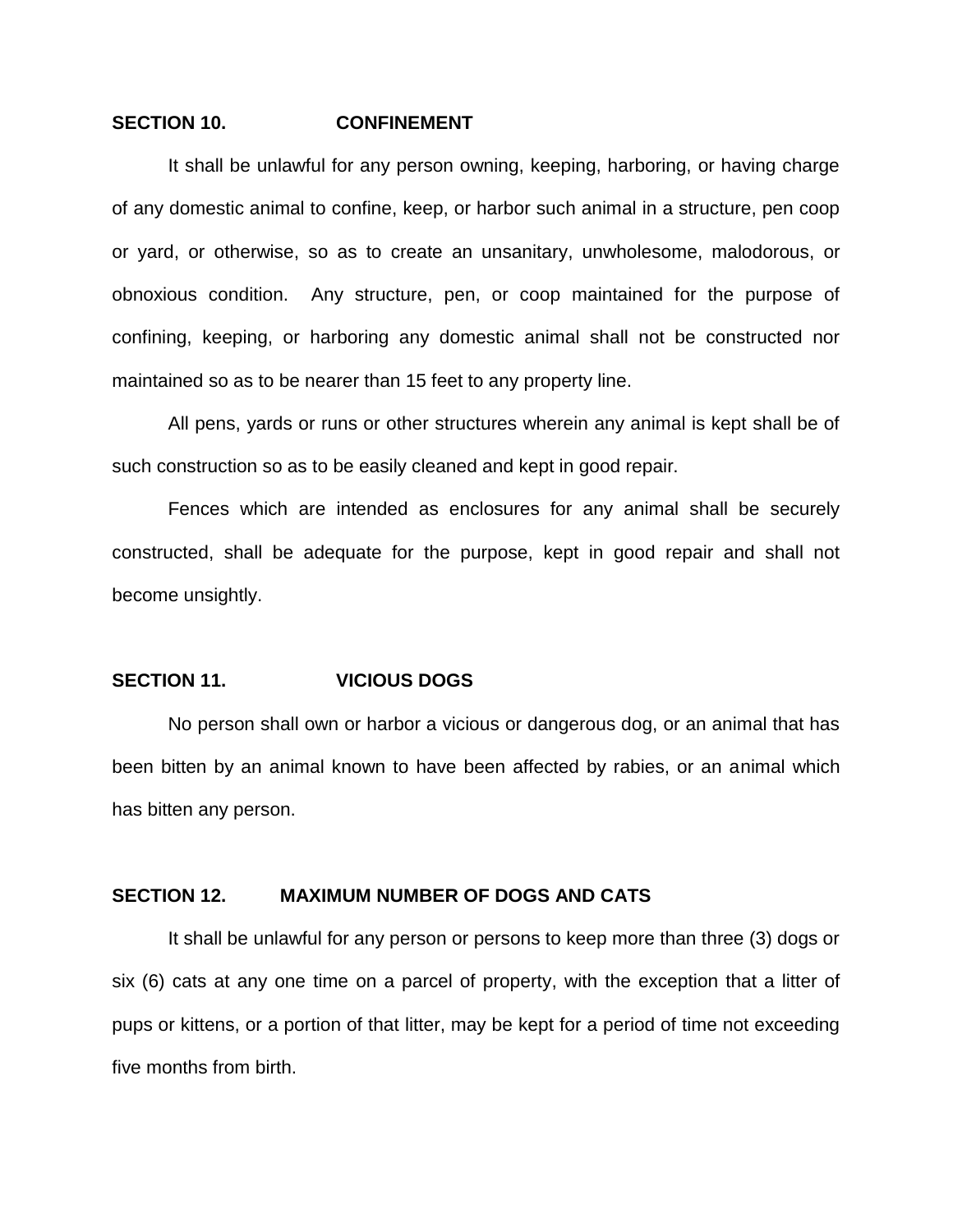## SECTION 10. CONFINEMENT

It shall be unlawful for any person owning, keeping, harboring, or having charge of any domestic animal to confine, keep, or harbor such animal in a structure, pen coop or yard, or otherwise, so as to create an unsanitary, unwholesome, malodorous, or obnoxious condition. Any structure, pen, or coop maintained for the purpose of confining, keeping, or harboring any domestic animal shall not be constructed nor maintained so as to be nearer than 15 feet to any property line.

All pens, yards or runs or other structures wherein any animal is kept shall be of such construction so as to be easily cleaned and kept in good repair.

Fences which are intended as enclosures for any animal shall be securely constructed, shall be adequate for the purpose, kept in good repair and shall not become unsightly.

## SECTION 11. VICIOUS DOGS

No person shall own or harbor a vicious or dangerous dog, or an animal that has been bitten by an animal known to have been affected by rabies, or an animal which has bitten any person.

## SECTION 12. MAXIMUM NUMBER OF DOGS AND CATS

It shall be unlawful for any person or persons to keep more than three (3) dogs or six (6) cats at any one time on a parcel of property, with the exception that a litter of pups or kittens, or a portion of that litter, may be kept for a period of time not exceeding five months from birth.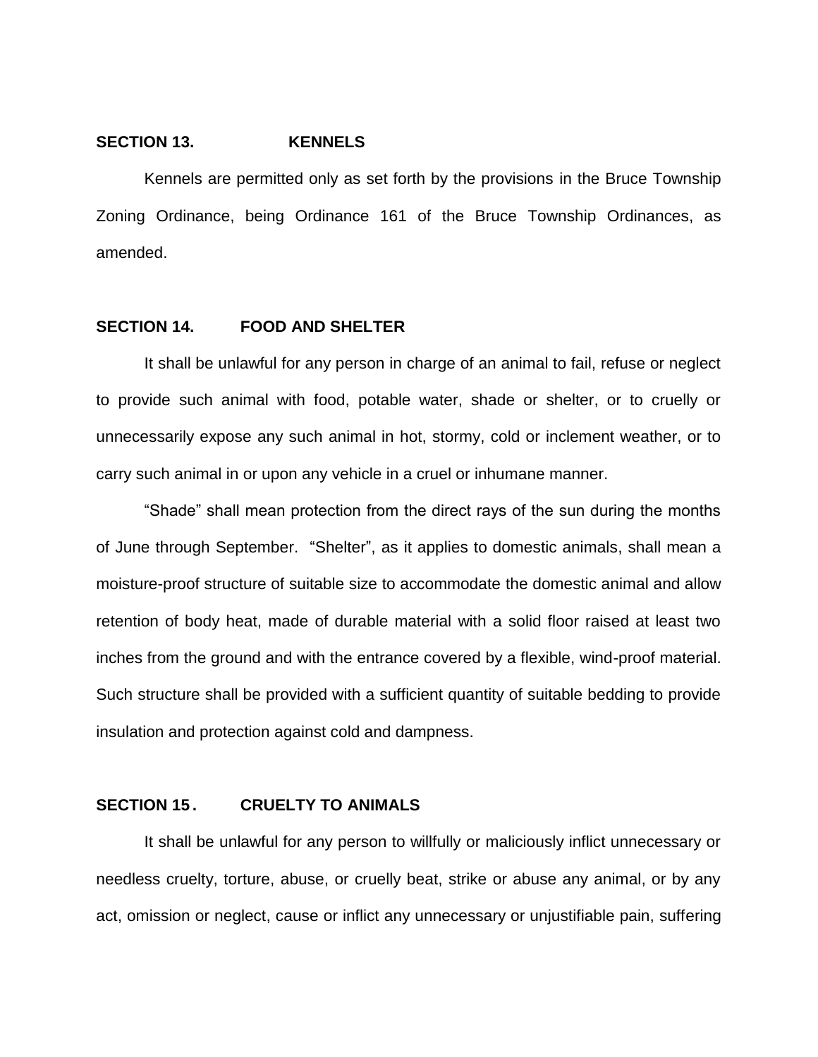## SECTION 13. KENNELS

Kennels are permitted only as set forth by the provisions in the Bruce Township Zoning Ordinance, being Ordinance 161 of the Bruce Township Ordinances, as amended.

## SECTION 14. FOOD AND SHELTER

It shall be unlawful for any person in charge of an animal to fail, refuse or neglect to provide such animal with food, potable water, shade or shelter, or to cruelly or unnecessarily expose any such animal in hot, stormy, cold or inclement weather, or to carry such animal in or upon any vehicle in a cruel or inhumane manner.

"Shade" shall mean protection from the direct rays of the sun during the months of June through September. "Shelter", as it applies to domestic animals, shall mean a moisture-proof structure of suitable size to accommodate the domestic animal and allow retention of body heat, made of durable material with a solid floor raised at least two inches from the ground and with the entrance covered by a flexible, wind-proof material. Such structure shall be provided with a sufficient quantity of suitable bedding to provide insulation and protection against cold and dampness.

## SECTION 15. CRUELTY TO ANIMALS

It shall be unlawful for any person to willfully or maliciously inflict unnecessary or needless cruelty, torture, abuse, or cruelly beat, strike or abuse any animal, or by any act, omission or neglect, cause or inflict any unnecessary or unjustifiable pain, suffering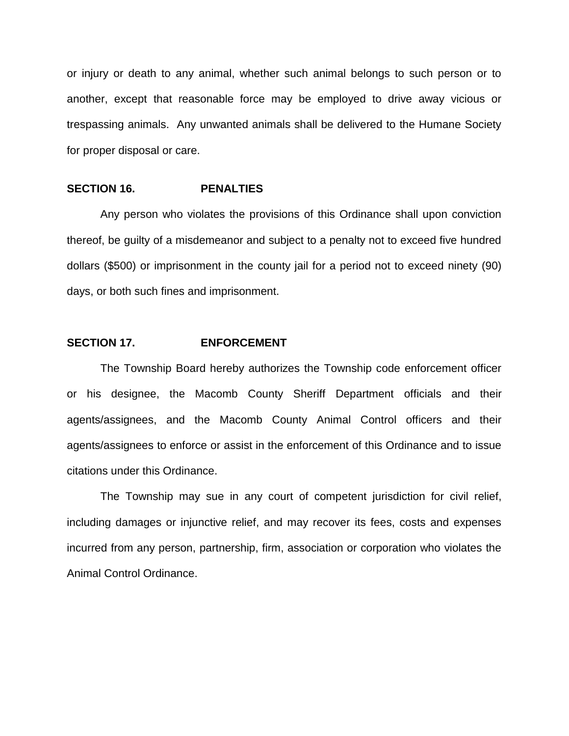or injury or death to any animal, whether such animal belongs to such person or to another, except that reasonable force may be employed to drive away vicious or trespassing animals. Any unwanted animals shall be delivered to the Humane Society for proper disposal or care.

## SECTION 16. PENALTIES

Any person who violates the provisions of this Ordinance shall upon conviction thereof, be guilty of a misdemeanor and subject to a penalty not to exceed five hundred dollars ($500) or imprisonment in the county jail for a period not to exceed ninety (90) days, or both such fines and imprisonment.

## SECTION 17. ENFORCEMENT

The Township Board hereby authorizes the Township code enforcement officer or his designee, the Macomb County Sheriff Department officials and their agents/assignees, and the Macomb County Animal Control officers and their agents/assignees to enforce or assist in the enforcement of this Ordinance and to issue citations under this Ordinance.

The Township may sue in any court of competent jurisdiction for civil relief, including damages or injunctive relief, and may recover its fees, costs and expenses incurred from any person, partnership, firm, association or corporation who violates the Animal Control Ordinance.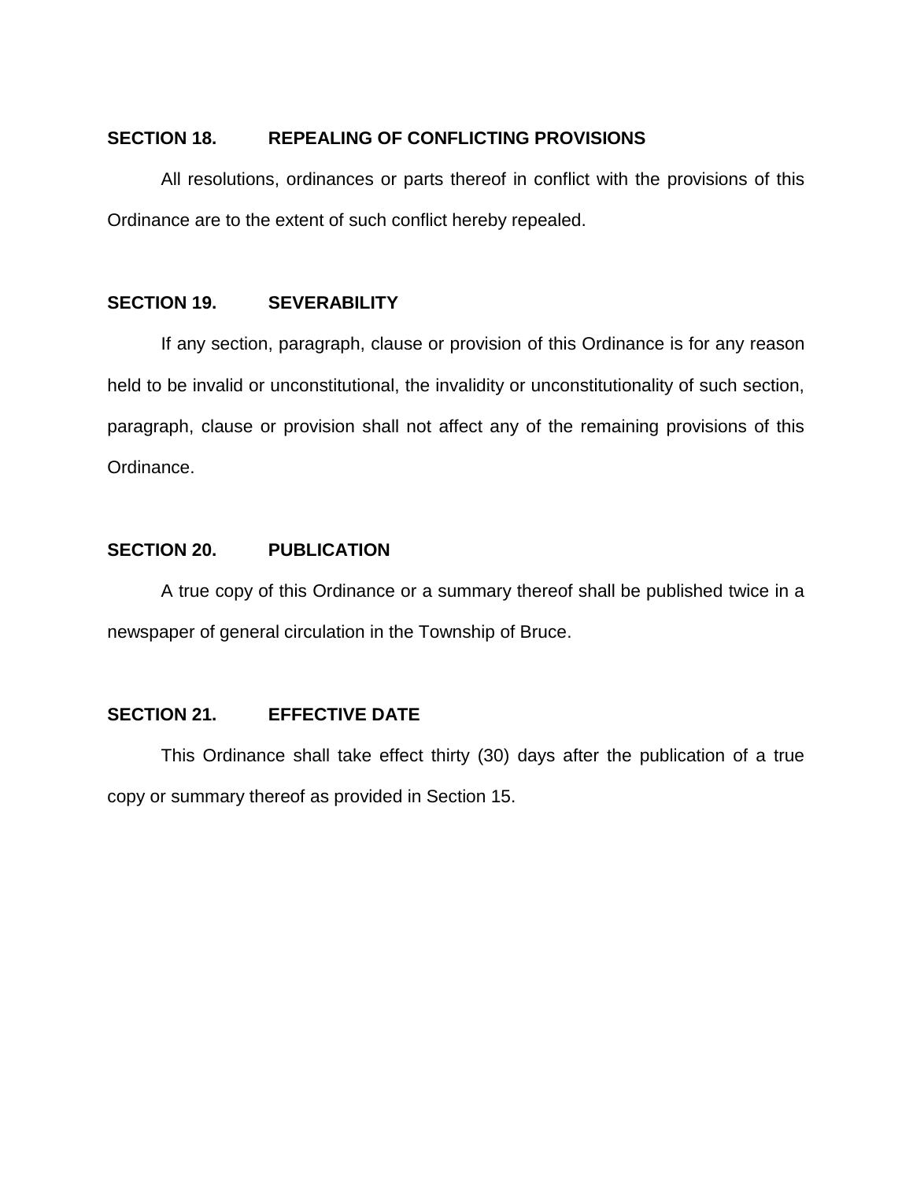**SECTION 18. REPEALING OF CONFLICTING PROVISIONS**

All resolutions, ordinances or parts thereof in conflict with the provisions of this Ordinance are to the extent of such conflict hereby repealed.

**SECTION 19. SEVERABILITY**

If any section, paragraph, clause or provision of this Ordinance is for any reason held to be invalid or unconstitutional, the invalidity or unconstitutionality of such section, paragraph, clause or provision shall not affect any of the remaining provisions of this Ordinance.

**SECTION 20. PUBLICATION**

A true copy of this Ordinance or a summary thereof shall be published twice in a newspaper of general circulation in the Township of Bruce.

**SECTION 21. EFFECTIVE DATE**

This Ordinance shall take effect thirty (30) days after the publication of a true copy or summary thereof as provided in Section 15.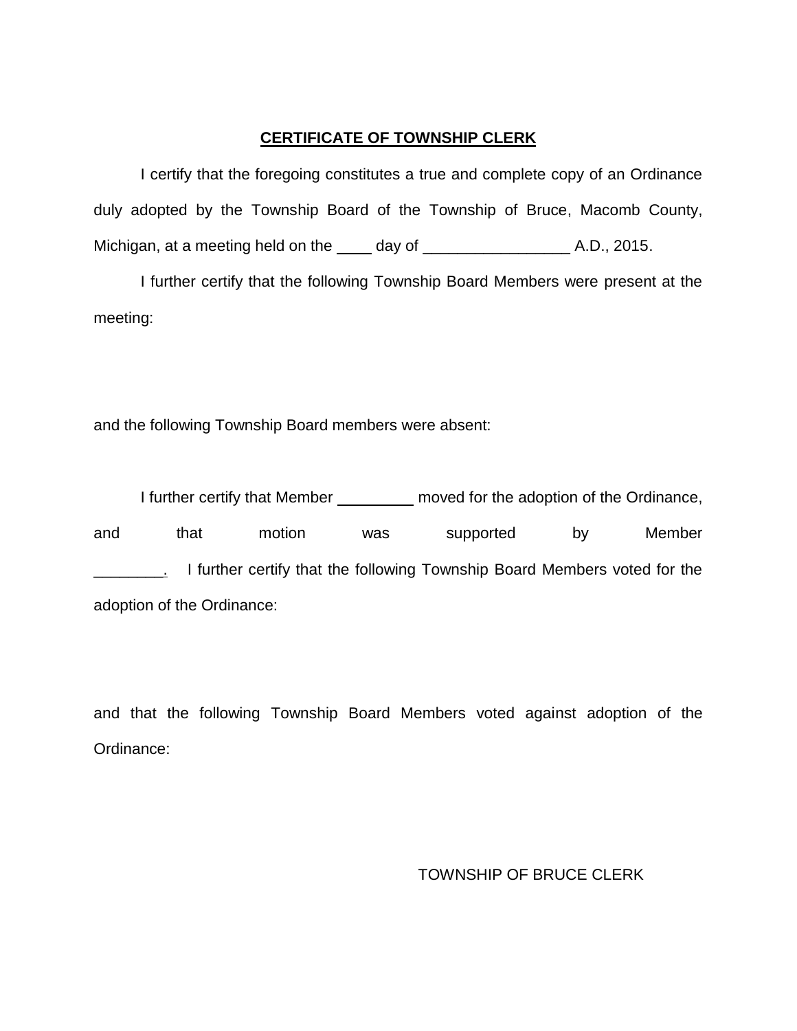**CERTIFICATE OF TOWNSHIP CLERK**

I certify that the foregoing constitutes a true and complete copy of an Ordinance duly adopted by the Township Board of the Township of Bruce, Macomb County, Michigan, at a meeting held on the ____ day of _________________ A.D., 2015.

I further certify that the following Township Board Members were present at the meeting:

and the following Township Board members were absent:

I further certify that Member _________ moved for the adoption of the Ordinance, and that motion was supported by Member ________. I further certify that the following Township Board Members voted for the adoption of the Ordinance:

and that the following Township Board Members voted against adoption of the Ordinance:

TOWNSHIP OF BRUCE CLERK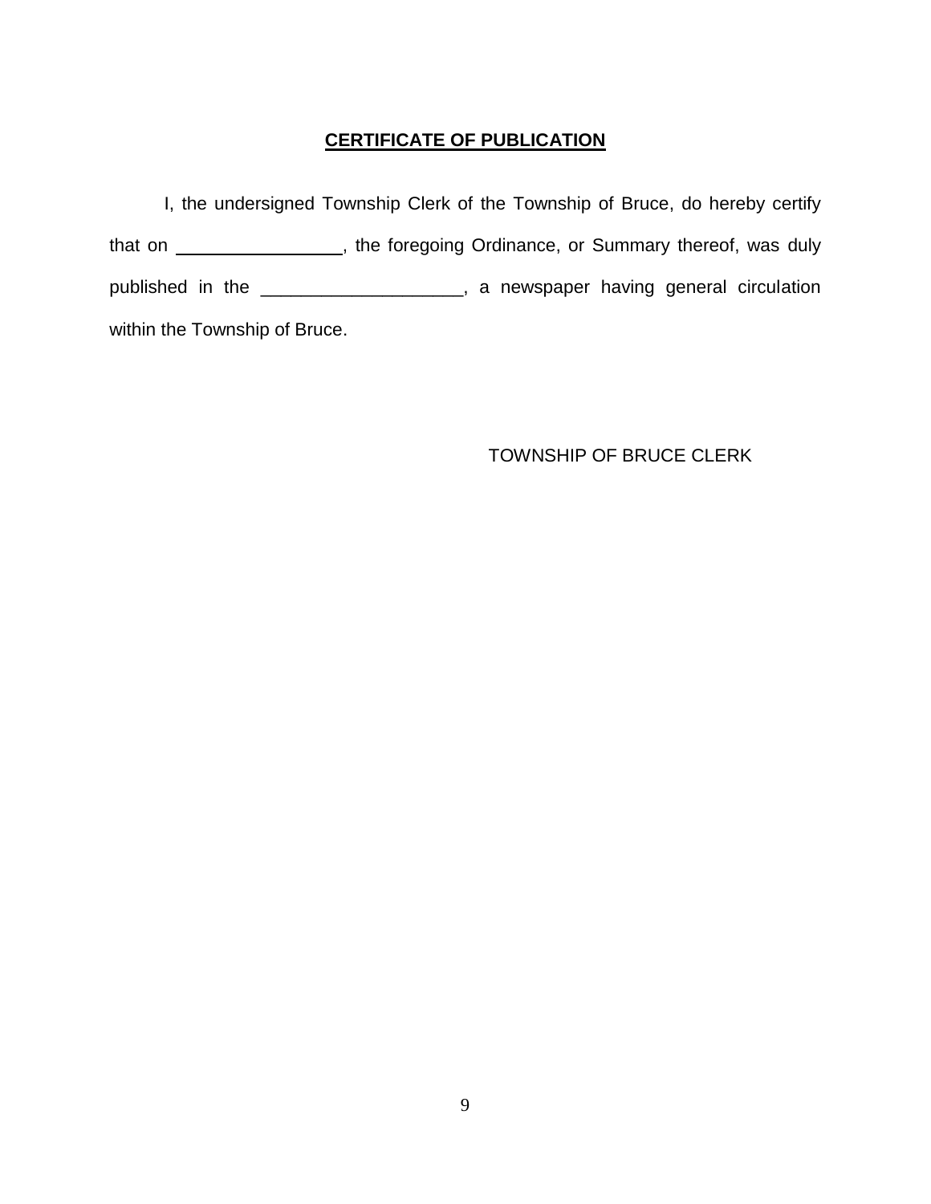**CERTIFICATE OF PUBLICATION**

I, the undersigned Township Clerk of the Township of Bruce, do hereby certify that on \_\_\_\_\_\_\_\_\_\_\_\_\_\_\_\_\_\_, the foregoing Ordinance, or Summary thereof, was duly published in the \_\_\_\_\_\_\_\_\_\_\_\_\_\_\_\_\_\_\_\_, a newspaper having general circulation within the Township of Bruce.

TOWNSHIP OF BRUCE CLERK